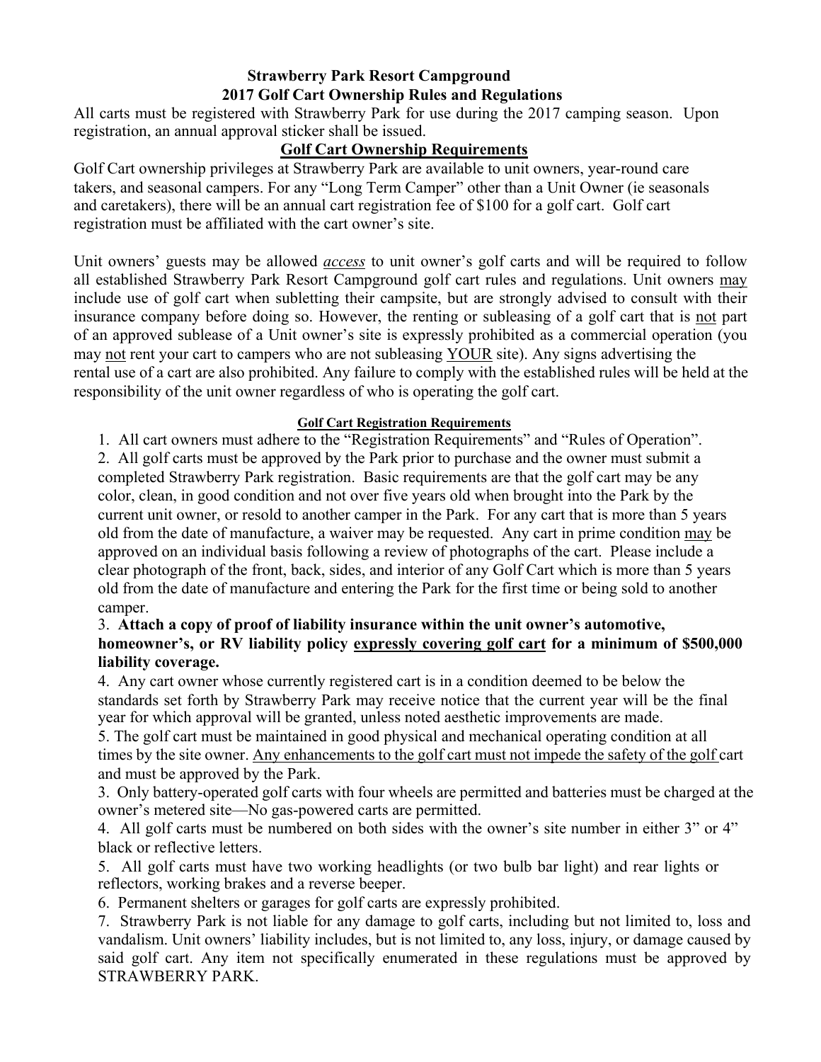# Strawberry Park Resort Campground
## 2017 Golf Cart Ownership Rules and Regulations

All carts must be registered with Strawberry Park for use during the 2017 camping season. Upon registration, an annual approval sticker shall be issued.

## Golf Cart Ownership Requirements

Golf Cart ownership privileges at Strawberry Park are available to unit owners, year-round care takers, and seasonal campers. For any "Long Term Camper" other than a Unit Owner (ie seasonals and caretakers), there will be an annual cart registration fee of $100 for a golf cart. Golf cart registration must be affiliated with the cart owner's site.

Unit owners' guests may be allowed *access* to unit owner's golf carts and will be required to follow all established Strawberry Park Resort Campground golf cart rules and regulations. Unit owners may include use of golf cart when subletting their campsite, but are strongly advised to consult with their insurance company before doing so. However, the renting or subleasing of a golf cart that is not part of an approved sublease of a Unit owner's site is expressly prohibited as a commercial operation (you may not rent your cart to campers who are not subleasing YOUR site). Any signs advertising the rental use of a cart are also prohibited. Any failure to comply with the established rules will be held at the responsibility of the unit owner regardless of who is operating the golf cart.

### Golf Cart Registration Requirements

1. All cart owners must adhere to the "Registration Requirements" and "Rules of Operation".
2. All golf carts must be approved by the Park prior to purchase and the owner must submit a completed Strawberry Park registration. Basic requirements are that the golf cart may be any color, clean, in good condition and not over five years old when brought into the Park by the current unit owner, or resold to another camper in the Park. For any cart that is more than 5 years old from the date of manufacture, a waiver may be requested. Any cart in prime condition may be approved on an individual basis following a review of photographs of the cart. Please include a clear photograph of the front, back, sides, and interior of any Golf Cart which is more than 5 years old from the date of manufacture and entering the Park for the first time or being sold to another camper.
3. **Attach a copy of proof of liability insurance within the unit owner's automotive, homeowner's, or RV liability policy expressly covering golf cart for a minimum of $500,000 liability coverage.**
4. Any cart owner whose currently registered cart is in a condition deemed to be below the standards set forth by Strawberry Park may receive notice that the current year will be the final year for which approval will be granted, unless noted aesthetic improvements are made.
5. The golf cart must be maintained in good physical and mechanical operating condition at all times by the site owner. Any enhancements to the golf cart must not impede the safety of the golf cart and must be approved by the Park.

3. Only battery-operated golf carts with four wheels are permitted and batteries must be charged at the owner's metered site—No gas-powered carts are permitted.
4. All golf carts must be numbered on both sides with the owner's site number in either 3" or 4" black or reflective letters.
5. All golf carts must have two working headlights (or two bulb bar light) and rear lights or reflectors, working brakes and a reverse beeper.
6. Permanent shelters or garages for golf carts are expressly prohibited.
7. Strawberry Park is not liable for any damage to golf carts, including but not limited to, loss and vandalism. Unit owners' liability includes, but is not limited to, any loss, injury, or damage caused by said golf cart. Any item not specifically enumerated in these regulations must be approved by STRAWBERRY PARK.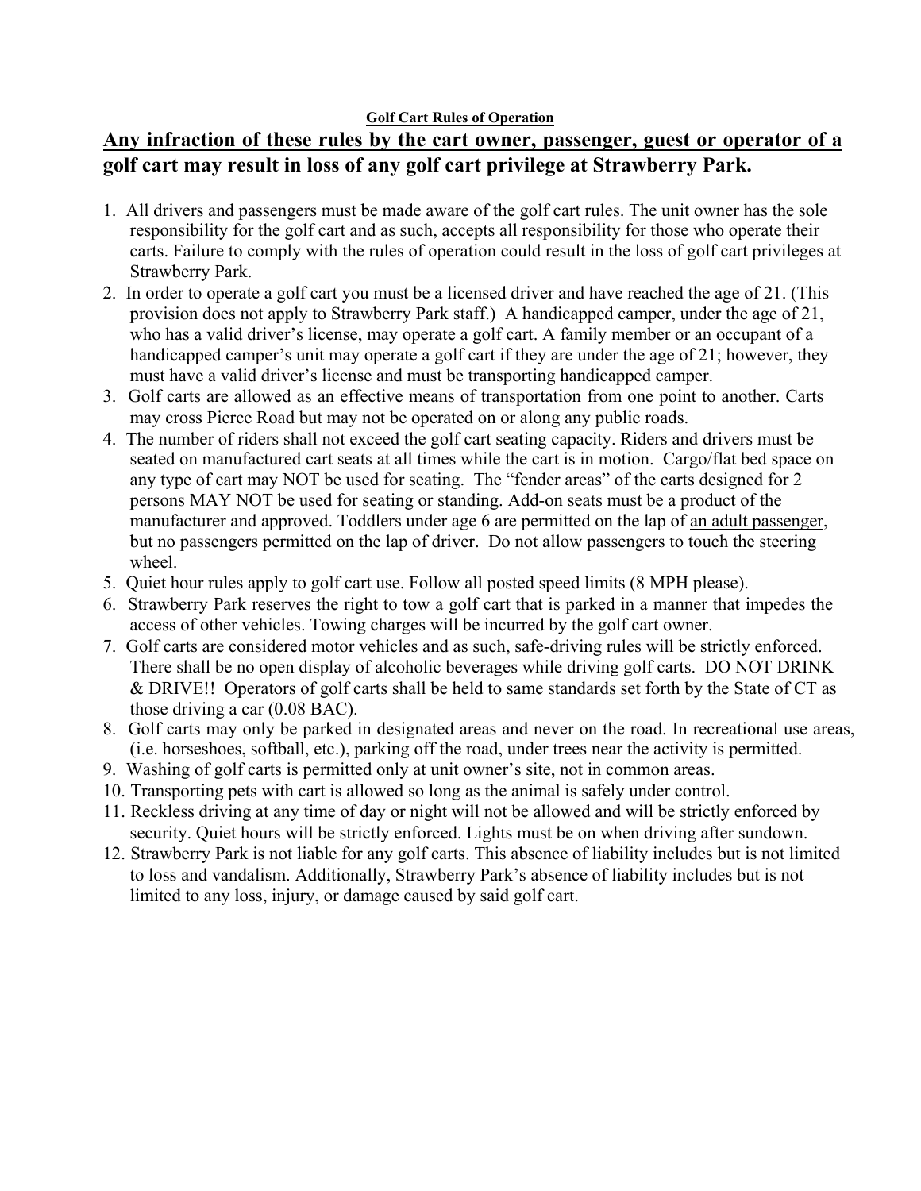## Golf Cart Rules of Operation

**Any infraction of these rules by the cart owner, passenger, guest or operator of a golf cart may result in loss of any golf cart privilege at Strawberry Park.**

1. All drivers and passengers must be made aware of the golf cart rules. The unit owner has the sole responsibility for the golf cart and as such, accepts all responsibility for those who operate their carts. Failure to comply with the rules of operation could result in the loss of golf cart privileges at Strawberry Park.
2. In order to operate a golf cart you must be a licensed driver and have reached the age of 21. (This provision does not apply to Strawberry Park staff.) A handicapped camper, under the age of 21, who has a valid driver's license, may operate a golf cart. A family member or an occupant of a handicapped camper's unit may operate a golf cart if they are under the age of 21; however, they must have a valid driver's license and must be transporting handicapped camper.
3. Golf carts are allowed as an effective means of transportation from one point to another. Carts may cross Pierce Road but may not be operated on or along any public roads.
4. The number of riders shall not exceed the golf cart seating capacity. Riders and drivers must be seated on manufactured cart seats at all times while the cart is in motion. Cargo/flat bed space on any type of cart may NOT be used for seating. The "fender areas" of the carts designed for 2 persons MAY NOT be used for seating or standing. Add-on seats must be a product of the manufacturer and approved. Toddlers under age 6 are permitted on the lap of an adult passenger, but no passengers permitted on the lap of driver. Do not allow passengers to touch the steering wheel.
5. Quiet hour rules apply to golf cart use. Follow all posted speed limits (8 MPH please).
6. Strawberry Park reserves the right to tow a golf cart that is parked in a manner that impedes the access of other vehicles. Towing charges will be incurred by the golf cart owner.
7. Golf carts are considered motor vehicles and as such, safe-driving rules will be strictly enforced. There shall be no open display of alcoholic beverages while driving golf carts. DO NOT DRINK & DRIVE!! Operators of golf carts shall be held to same standards set forth by the State of CT as those driving a car (0.08 BAC).
8. Golf carts may only be parked in designated areas and never on the road. In recreational use areas, (i.e. horseshoes, softball, etc.), parking off the road, under trees near the activity is permitted.
9. Washing of golf carts is permitted only at unit owner's site, not in common areas.
10. Transporting pets with cart is allowed so long as the animal is safely under control.
11. Reckless driving at any time of day or night will not be allowed and will be strictly enforced by security. Quiet hours will be strictly enforced. Lights must be on when driving after sundown.
12. Strawberry Park is not liable for any golf carts. This absence of liability includes but is not limited to loss and vandalism. Additionally, Strawberry Park's absence of liability includes but is not limited to any loss, injury, or damage caused by said golf cart.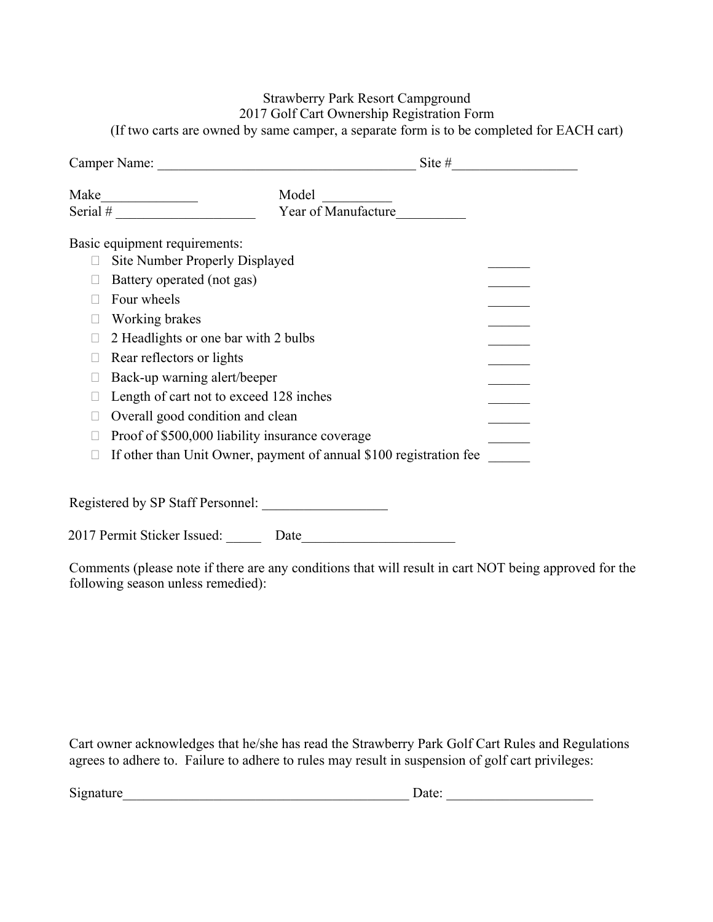Strawberry Park Resort Campground
2017 Golf Cart Ownership Registration Form
(If two carts are owned by same camper, a separate form is to be completed for EACH cart)

Camper Name: _____________________________________ Site #_________________

Make_____________ Model __________
Serial # ___________________ Year of Manufacture__________

Basic equipment requirements:

- ☐ Site Number Properly Displayed ______
- ☐ Battery operated (not gas) ______
- ☐ Four wheels ______
- ☐ Working brakes ______
- ☐ 2 Headlights or one bar with 2 bulbs ______
- ☐ Rear reflectors or lights ______
- ☐ Back-up warning alert/beeper ______
- ☐ Length of cart not to exceed 128 inches ______
- ☐ Overall good condition and clean ______
- ☐ Proof of $500,000 liability insurance coverage ______
- ☐ If other than Unit Owner, payment of annual $100 registration fee ______

Registered by SP Staff Personnel: _________________

2017 Permit Sticker Issued: _____ Date_____________________

Comments (please note if there are any conditions that will result in cart NOT being approved for the following season unless remedied):

Cart owner acknowledges that he/she has read the Strawberry Park Golf Cart Rules and Regulations agrees to adhere to. Failure to adhere to rules may result in suspension of golf cart privileges:

Signature_________________________________________ Date: ____________________